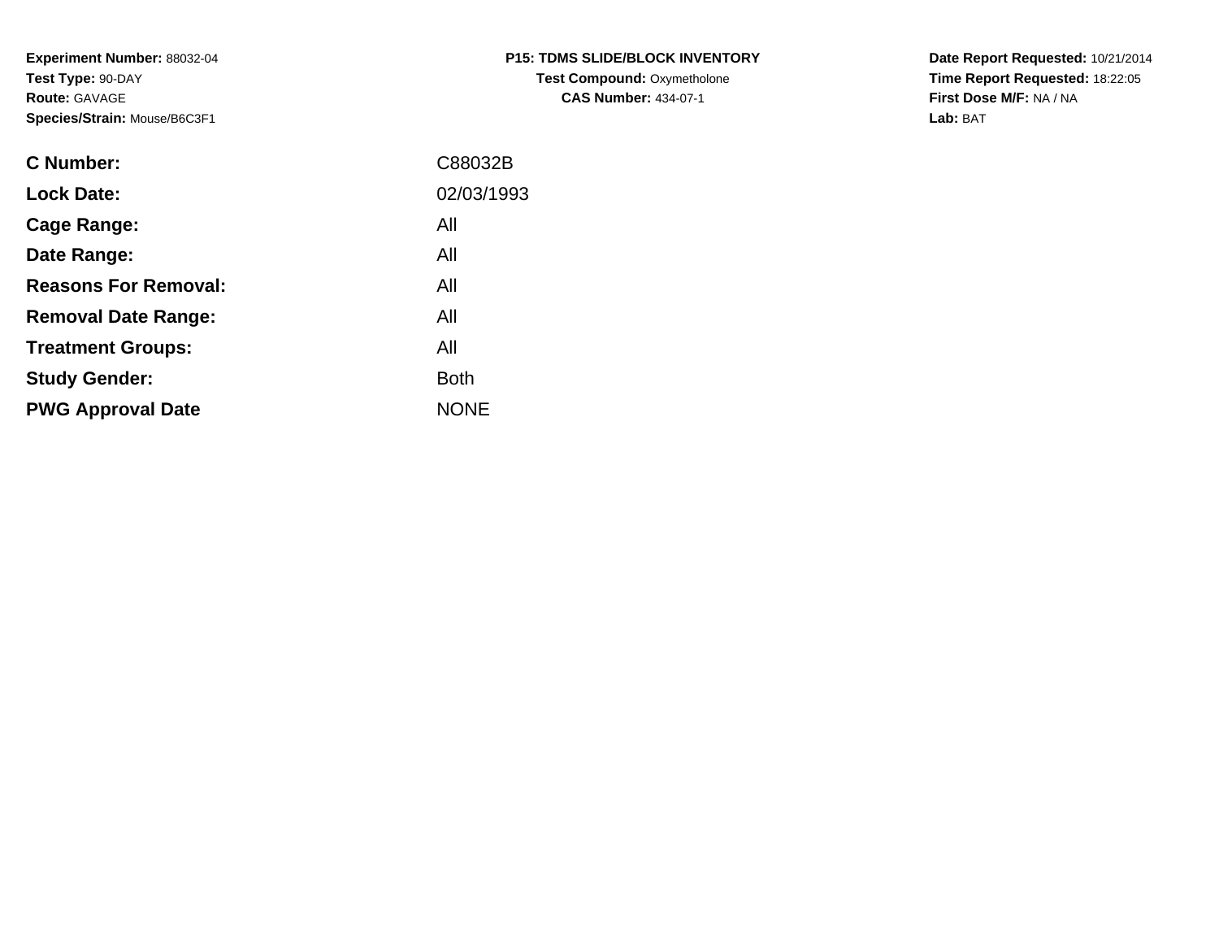**Experiment Number:** 88032-04
**Test Type:** 90-DAY
**Route:** GAVAGE
**Species/Strain:** Mouse/B6C3F1

**P15: TDMS SLIDE/BLOCK INVENTORY**
**Test Compound:** Oxymetholone
**CAS Number:** 434-07-1

**Date Report Requested:** 10/21/2014
**Time Report Requested:** 18:22:05
**First Dose M/F:** NA / NA
**Lab:** BAT

| | |
|---|---|
| **C Number:** | C88032B |
| **Lock Date:** | 02/03/1993 |
| **Cage Range:** | All |
| **Date Range:** | All |
| **Reasons For Removal:** | All |
| **Removal Date Range:** | All |
| **Treatment Groups:** | All |
| **Study Gender:** | Both |
| **PWG Approval Date** | NONE |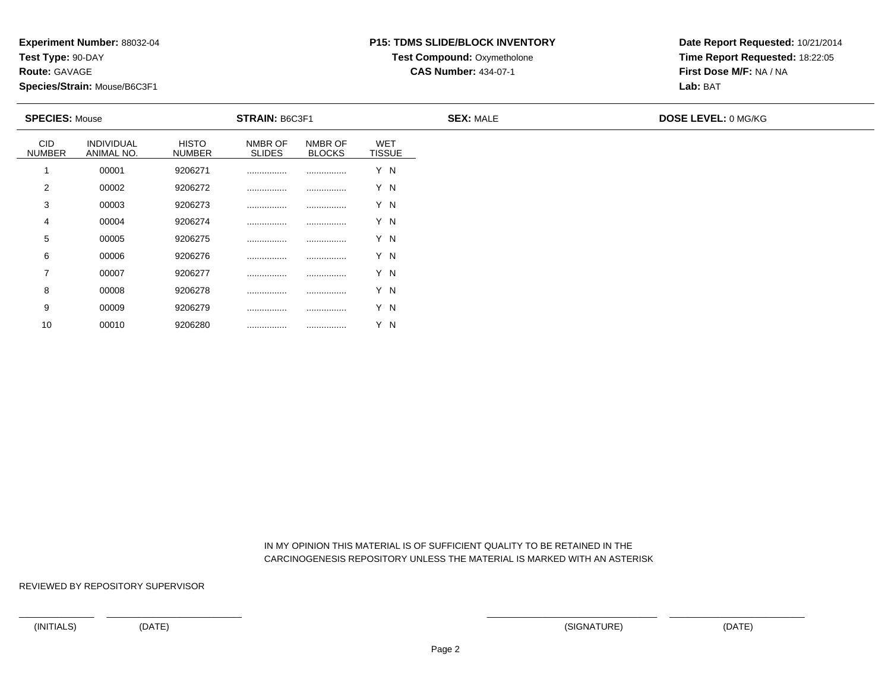**Experiment Number:** 88032-04
**Test Type:** 90-DAY
**Route:** GAVAGE
**Species/Strain:** Mouse/B6C3F1

**P15: TDMS SLIDE/BLOCK INVENTORY**
**Test Compound:** Oxymetholone
**CAS Number:** 434-07-1

**Date Report Requested:** 10/21/2014
**Time Report Requested:** 18:22:05
**First Dose M/F:** NA / NA
**Lab:** BAT

**SPECIES:** Mouse **STRAIN:** B6C3F1 **SEX:** MALE **DOSE LEVEL:** 0 MG/KG

| CID NUMBER | INDIVIDUAL ANIMAL NO. | HISTO NUMBER | NMBR OF SLIDES | NMBR OF BLOCKS | WET TISSUE |
|---|---|---|---|---|---|
| 1 | 00001 | 9206271 | ................ | ................ | Y N |
| 2 | 00002 | 9206272 | ................ | ................ | Y N |
| 3 | 00003 | 9206273 | ................ | ................ | Y N |
| 4 | 00004 | 9206274 | ................ | ................ | Y N |
| 5 | 00005 | 9206275 | ................ | ................ | Y N |
| 6 | 00006 | 9206276 | ................ | ................ | Y N |
| 7 | 00007 | 9206277 | ................ | ................ | Y N |
| 8 | 00008 | 9206278 | ................ | ................ | Y N |
| 9 | 00009 | 9206279 | ................ | ................ | Y N |
| 10 | 00010 | 9206280 | ................ | ................ | Y N |

IN MY OPINION THIS MATERIAL IS OF SUFFICIENT QUALITY TO BE RETAINED IN THE CARCINOGENESIS REPOSITORY UNLESS THE MATERIAL IS MARKED WITH AN ASTERISK

REVIEWED BY REPOSITORY SUPERVISOR

_______________ (INITIALS) _______________ (DATE) _______________ (SIGNATURE) _______________ (DATE)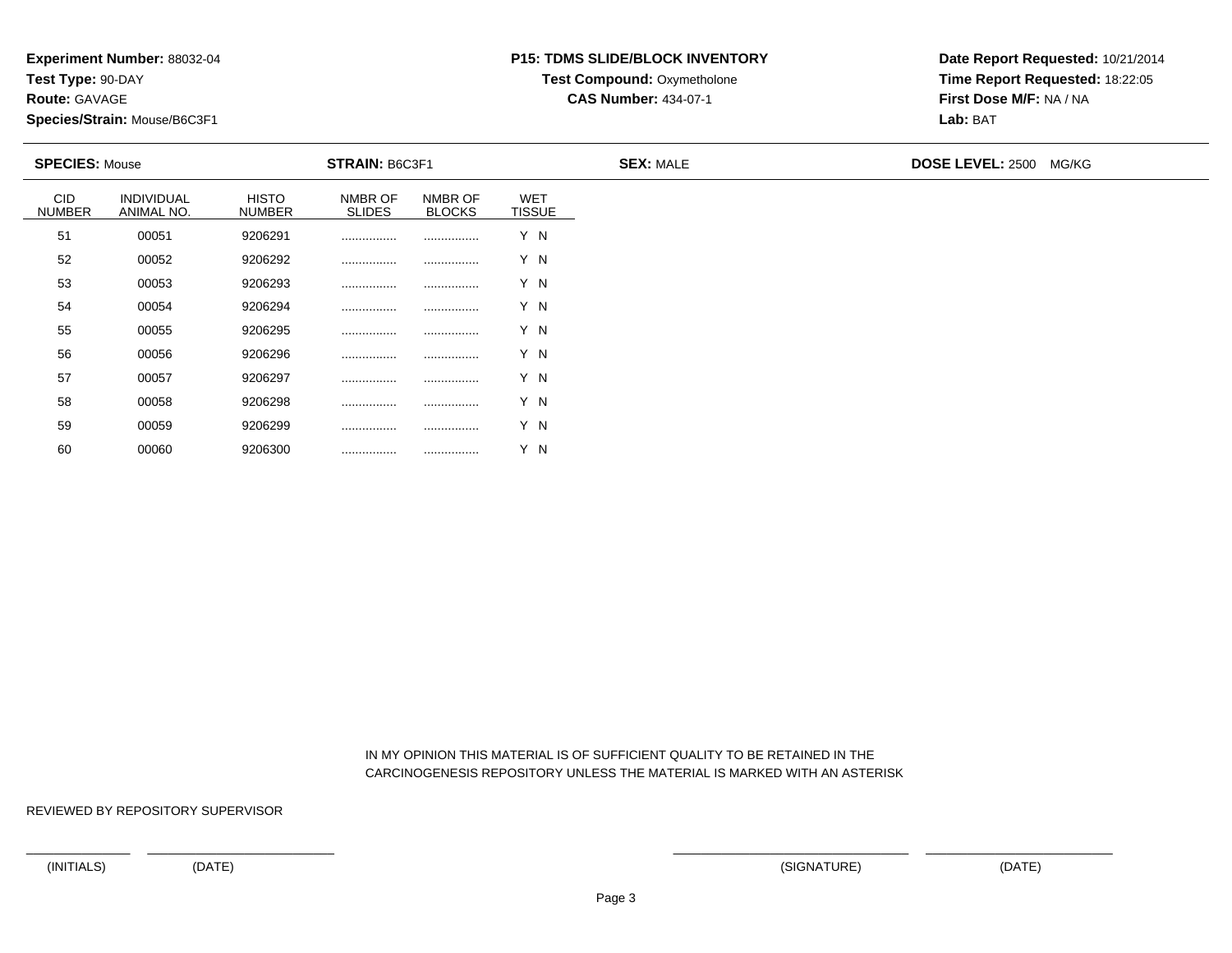**Experiment Number:** 88032-04
**Test Type:** 90-DAY
**Route:** GAVAGE
**Species/Strain:** Mouse/B6C3F1

**P15: TDMS SLIDE/BLOCK INVENTORY**
**Test Compound:** Oxymetholone
**CAS Number:** 434-07-1

**Date Report Requested:** 10/21/2014
**Time Report Requested:** 18:22:05
**First Dose M/F:** NA / NA
**Lab:** BAT

**SPECIES:** Mouse **STRAIN:** B6C3F1 **SEX:** MALE **DOSE LEVEL:** 2500 MG/KG

| CID NUMBER | INDIVIDUAL ANIMAL NO. | HISTO NUMBER | NMBR OF SLIDES | NMBR OF BLOCKS | WET TISSUE |
|---|---|---|---|---|---|
| 51 | 00051 | 9206291 | ................ | ................ | Y N |
| 52 | 00052 | 9206292 | ................ | ................ | Y N |
| 53 | 00053 | 9206293 | ................ | ................ | Y N |
| 54 | 00054 | 9206294 | ................ | ................ | Y N |
| 55 | 00055 | 9206295 | ................ | ................ | Y N |
| 56 | 00056 | 9206296 | ................ | ................ | Y N |
| 57 | 00057 | 9206297 | ................ | ................ | Y N |
| 58 | 00058 | 9206298 | ................ | ................ | Y N |
| 59 | 00059 | 9206299 | ................ | ................ | Y N |
| 60 | 00060 | 9206300 | ................ | ................ | Y N |

IN MY OPINION THIS MATERIAL IS OF SUFFICIENT QUALITY TO BE RETAINED IN THE CARCINOGENESIS REPOSITORY UNLESS THE MATERIAL IS MARKED WITH AN ASTERISK

REVIEWED BY REPOSITORY SUPERVISOR

(INITIALS) (DATE) (SIGNATURE) (DATE)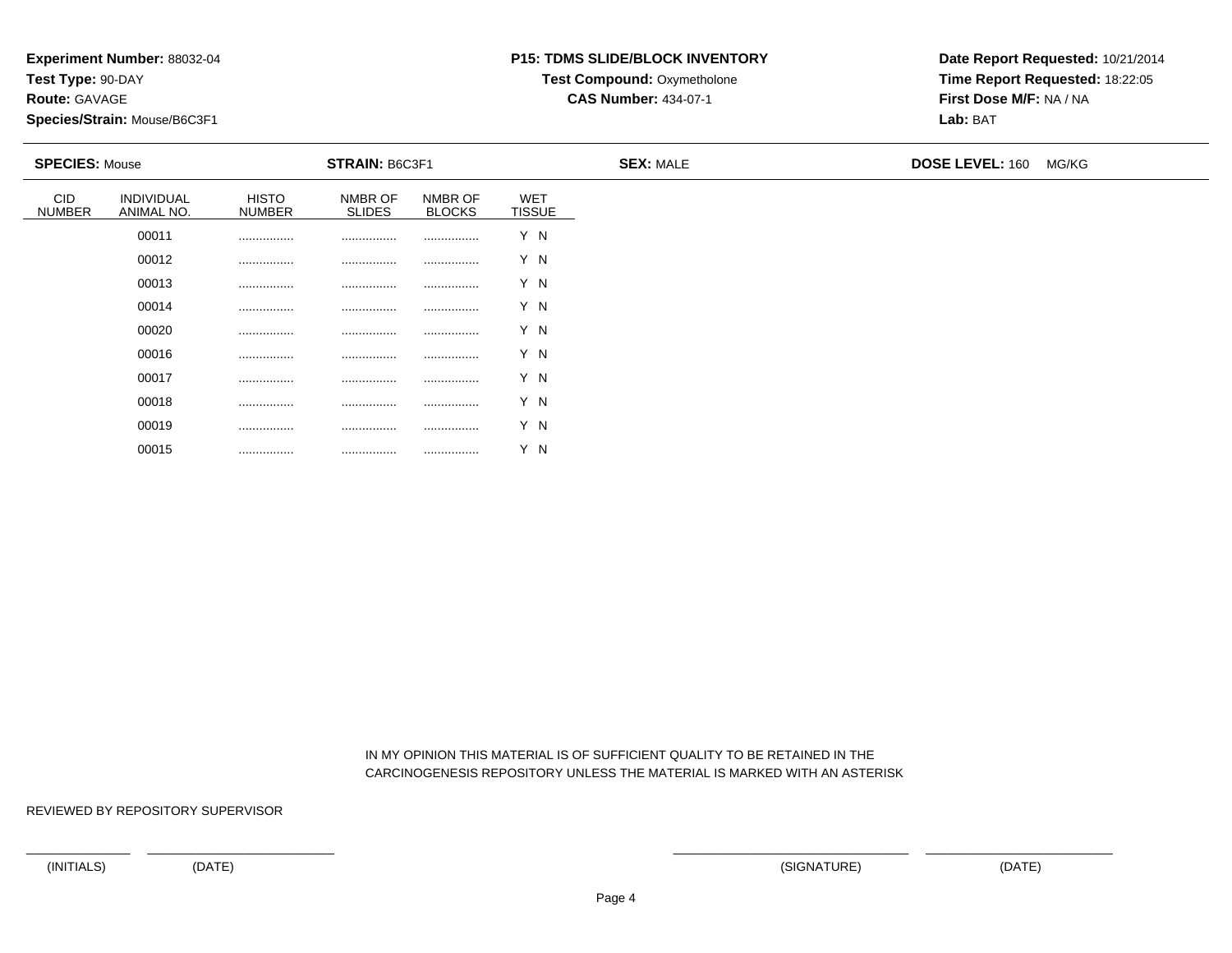**Experiment Number:** 88032-04
**Test Type:** 90-DAY
**Route:** GAVAGE
**Species/Strain:** Mouse/B6C3F1

**P15: TDMS SLIDE/BLOCK INVENTORY**
**Test Compound:** Oxymetholone
**CAS Number:** 434-07-1

**Date Report Requested:** 10/21/2014
**Time Report Requested:** 18:22:05
**First Dose M/F:** NA / NA
**Lab:** BAT

**SPECIES:** Mouse | **STRAIN:** B6C3F1 | **SEX:** MALE | **DOSE LEVEL:** 160 MG/KG

| CID NUMBER | INDIVIDUAL ANIMAL NO. | HISTO NUMBER | NMBR OF SLIDES | NMBR OF BLOCKS | WET TISSUE |
|---|---|---|---|---|---|
| | 00011 | ................ | ................ | ................ | Y N |
| | 00012 | ................ | ................ | ................ | Y N |
| | 00013 | ................ | ................ | ................ | Y N |
| | 00014 | ................ | ................ | ................ | Y N |
| | 00020 | ................ | ................ | ................ | Y N |
| | 00016 | ................ | ................ | ................ | Y N |
| | 00017 | ................ | ................ | ................ | Y N |
| | 00018 | ................ | ................ | ................ | Y N |
| | 00019 | ................ | ................ | ................ | Y N |
| | 00015 | ................ | ................ | ................ | Y N |

IN MY OPINION THIS MATERIAL IS OF SUFFICIENT QUALITY TO BE RETAINED IN THE CARCINOGENESIS REPOSITORY UNLESS THE MATERIAL IS MARKED WITH AN ASTERISK

REVIEWED BY REPOSITORY SUPERVISOR

(INITIALS) (DATE) (SIGNATURE) (DATE)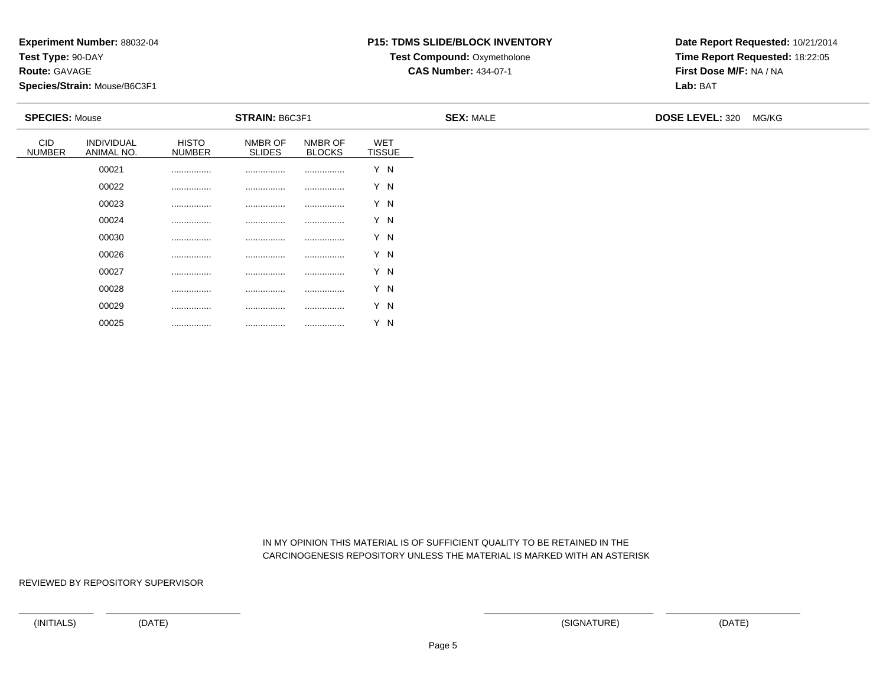**Experiment Number:** 88032-04
**Test Type:** 90-DAY
**Route:** GAVAGE
**Species/Strain:** Mouse/B6C3F1

**P15: TDMS SLIDE/BLOCK INVENTORY**
**Test Compound:** Oxymetholone
**CAS Number:** 434-07-1

**Date Report Requested:** 10/21/2014
**Time Report Requested:** 18:22:05
**First Dose M/F:** NA / NA
**Lab:** BAT

**SPECIES:** Mouse | **STRAIN:** B6C3F1 | **SEX:** MALE | **DOSE LEVEL:** 320 MG/KG

| CID NUMBER | INDIVIDUAL ANIMAL NO. | HISTO NUMBER | NMBR OF SLIDES | NMBR OF BLOCKS | WET TISSUE |
|---|---|---|---|---|---|
| | 00021 | ................ | ................ | ................ | Y N |
| | 00022 | ................ | ................ | ................ | Y N |
| | 00023 | ................ | ................ | ................ | Y N |
| | 00024 | ................ | ................ | ................ | Y N |
| | 00030 | ................ | ................ | ................ | Y N |
| | 00026 | ................ | ................ | ................ | Y N |
| | 00027 | ................ | ................ | ................ | Y N |
| | 00028 | ................ | ................ | ................ | Y N |
| | 00029 | ................ | ................ | ................ | Y N |
| | 00025 | ................ | ................ | ................ | Y N |

IN MY OPINION THIS MATERIAL IS OF SUFFICIENT QUALITY TO BE RETAINED IN THE CARCINOGENESIS REPOSITORY UNLESS THE MATERIAL IS MARKED WITH AN ASTERISK

REVIEWED BY REPOSITORY SUPERVISOR

(INITIALS) (DATE) (SIGNATURE) (DATE)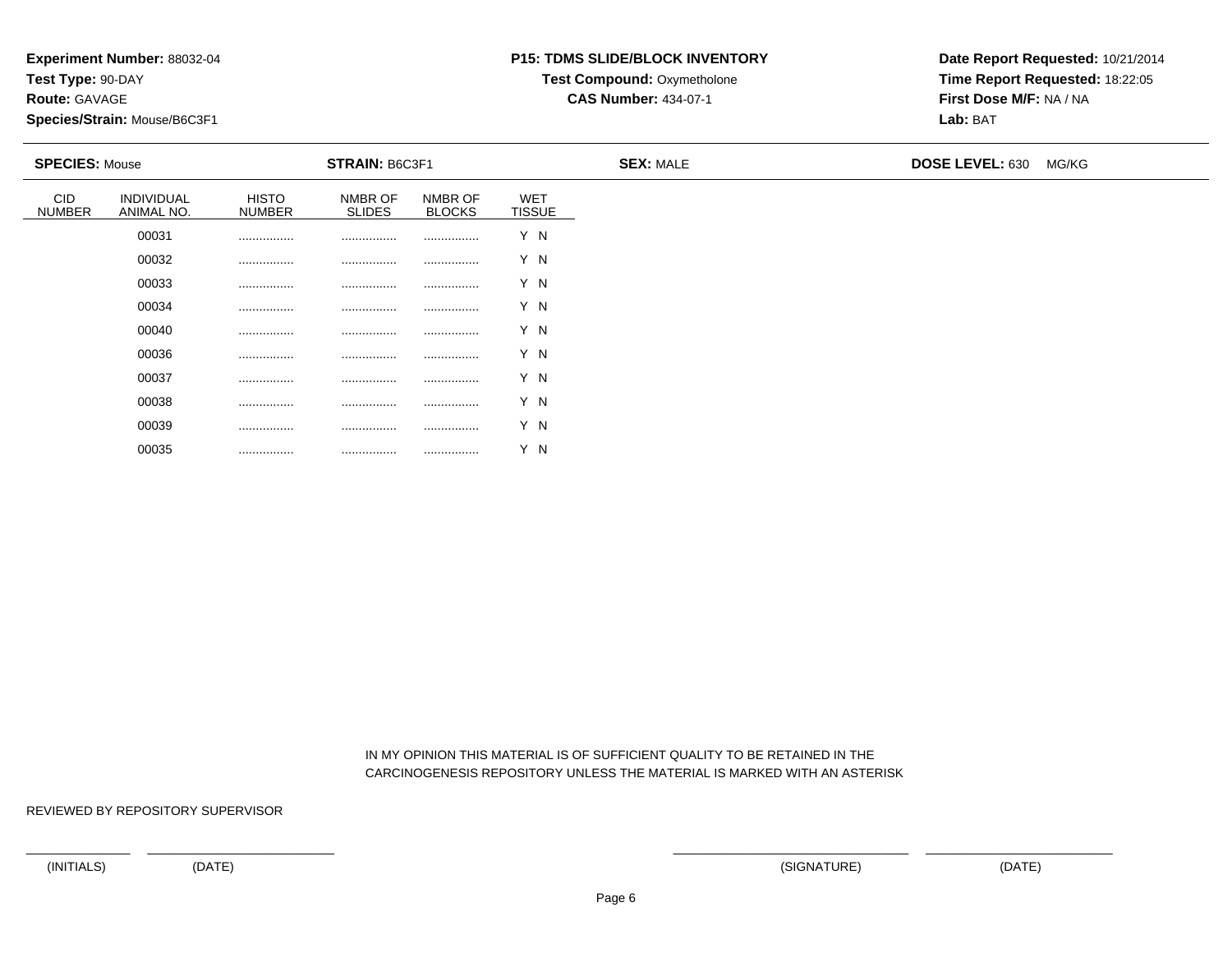**Experiment Number:** 88032-04
**Test Type:** 90-DAY
**Route:** GAVAGE
**Species/Strain:** Mouse/B6C3F1

**P15: TDMS SLIDE/BLOCK INVENTORY**
**Test Compound:** Oxymetholone
**CAS Number:** 434-07-1

**Date Report Requested:** 10/21/2014
**Time Report Requested:** 18:22:05
**First Dose M/F:** NA / NA
**Lab:** BAT

**SPECIES:** Mouse **STRAIN:** B6C3F1 **SEX:** MALE **DOSE LEVEL:** 630 MG/KG

| CID NUMBER | INDIVIDUAL ANIMAL NO. | HISTO NUMBER | NMBR OF SLIDES | NMBR OF BLOCKS | WET TISSUE |
|---|---|---|---|---|---|
| | 00031 | ................ | ................ | ................ | Y N |
| | 00032 | ................ | ................ | ................ | Y N |
| | 00033 | ................ | ................ | ................ | Y N |
| | 00034 | ................ | ................ | ................ | Y N |
| | 00040 | ................ | ................ | ................ | Y N |
| | 00036 | ................ | ................ | ................ | Y N |
| | 00037 | ................ | ................ | ................ | Y N |
| | 00038 | ................ | ................ | ................ | Y N |
| | 00039 | ................ | ................ | ................ | Y N |
| | 00035 | ................ | ................ | ................ | Y N |

IN MY OPINION THIS MATERIAL IS OF SUFFICIENT QUALITY TO BE RETAINED IN THE CARCINOGENESIS REPOSITORY UNLESS THE MATERIAL IS MARKED WITH AN ASTERISK

REVIEWED BY REPOSITORY SUPERVISOR

(INITIALS) (DATE) (SIGNATURE) (DATE)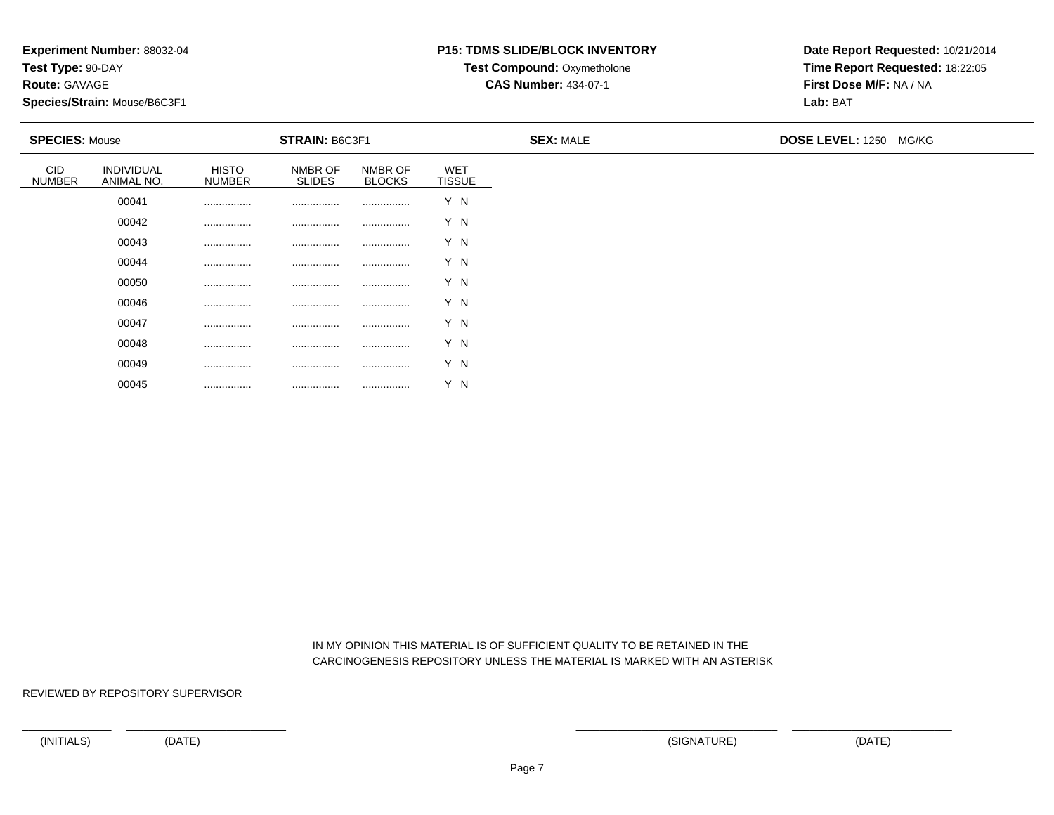**Experiment Number:** 88032-04
**Test Type:** 90-DAY
**Route:** GAVAGE
**Species/Strain:** Mouse/B6C3F1

**P15: TDMS SLIDE/BLOCK INVENTORY**
**Test Compound:** Oxymetholone
**CAS Number:** 434-07-1

**Date Report Requested:** 10/21/2014
**Time Report Requested:** 18:22:05
**First Dose M/F:** NA / NA
**Lab:** BAT

**SPECIES:** Mouse **STRAIN:** B6C3F1 **SEX:** MALE **DOSE LEVEL:** 1250 MG/KG

| CID NUMBER | INDIVIDUAL ANIMAL NO. | HISTO NUMBER | NMBR OF SLIDES | NMBR OF BLOCKS | WET TISSUE |
|---|---|---|---|---|---|
| | 00041 | ................ | ................ | ................ | Y N |
| | 00042 | ................ | ................ | ................ | Y N |
| | 00043 | ................ | ................ | ................ | Y N |
| | 00044 | ................ | ................ | ................ | Y N |
| | 00050 | ................ | ................ | ................ | Y N |
| | 00046 | ................ | ................ | ................ | Y N |
| | 00047 | ................ | ................ | ................ | Y N |
| | 00048 | ................ | ................ | ................ | Y N |
| | 00049 | ................ | ................ | ................ | Y N |
| | 00045 | ................ | ................ | ................ | Y N |

IN MY OPINION THIS MATERIAL IS OF SUFFICIENT QUALITY TO BE RETAINED IN THE CARCINOGENESIS REPOSITORY UNLESS THE MATERIAL IS MARKED WITH AN ASTERISK

REVIEWED BY REPOSITORY SUPERVISOR

(INITIALS) (DATE) (SIGNATURE) (DATE)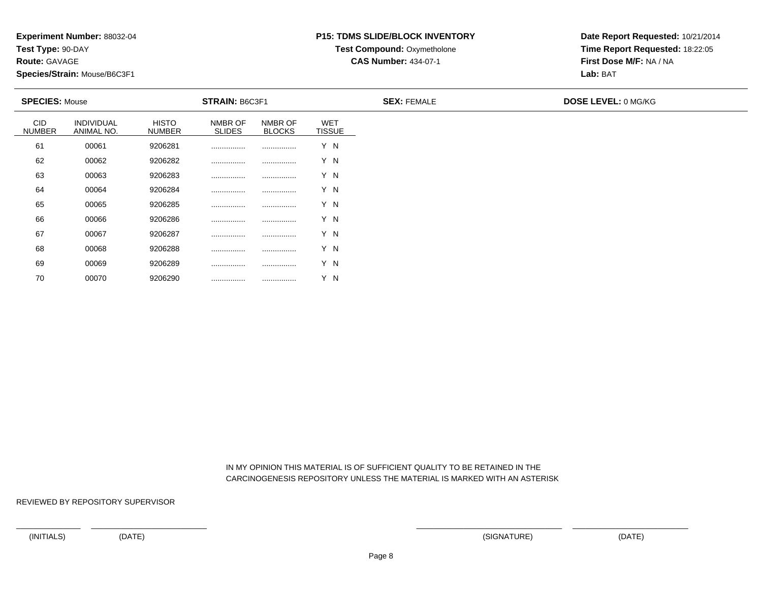**Experiment Number:** 88032-04
**Test Type:** 90-DAY
**Route:** GAVAGE
**Species/Strain:** Mouse/B6C3F1

**P15: TDMS SLIDE/BLOCK INVENTORY**
**Test Compound:** Oxymetholone
**CAS Number:** 434-07-1

**Date Report Requested:** 10/21/2014
**Time Report Requested:** 18:22:05
**First Dose M/F:** NA / NA
**Lab:** BAT

**SPECIES:** Mouse | **STRAIN:** B6C3F1 | **SEX:** FEMALE | **DOSE LEVEL:** 0 MG/KG

| CID NUMBER | INDIVIDUAL ANIMAL NO. | HISTO NUMBER | NMBR OF SLIDES | NMBR OF BLOCKS | WET TISSUE |
|---|---|---|---|---|---|
| 61 | 00061 | 9206281 | ................ | ................ | Y N |
| 62 | 00062 | 9206282 | ................ | ................ | Y N |
| 63 | 00063 | 9206283 | ................ | ................ | Y N |
| 64 | 00064 | 9206284 | ................ | ................ | Y N |
| 65 | 00065 | 9206285 | ................ | ................ | Y N |
| 66 | 00066 | 9206286 | ................ | ................ | Y N |
| 67 | 00067 | 9206287 | ................ | ................ | Y N |
| 68 | 00068 | 9206288 | ................ | ................ | Y N |
| 69 | 00069 | 9206289 | ................ | ................ | Y N |
| 70 | 00070 | 9206290 | ................ | ................ | Y N |

IN MY OPINION THIS MATERIAL IS OF SUFFICIENT QUALITY TO BE RETAINED IN THE CARCINOGENESIS REPOSITORY UNLESS THE MATERIAL IS MARKED WITH AN ASTERISK

REVIEWED BY REPOSITORY SUPERVISOR

(INITIALS) (DATE) (SIGNATURE) (DATE)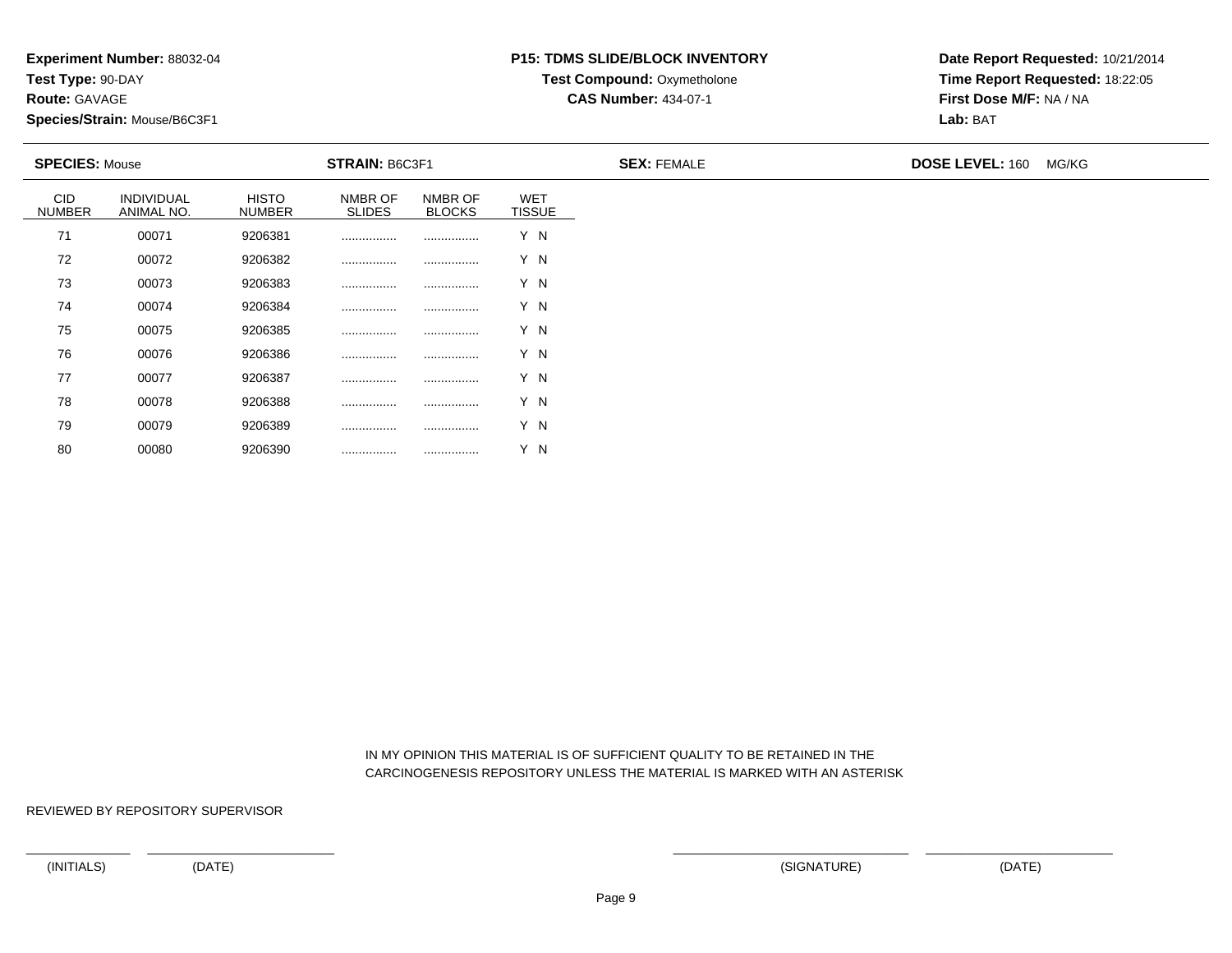**Experiment Number:** 88032-04
**Test Type:** 90-DAY
**Route:** GAVAGE
**Species/Strain:** Mouse/B6C3F1

**P15: TDMS SLIDE/BLOCK INVENTORY**
**Test Compound:** Oxymetholone
**CAS Number:** 434-07-1

**Date Report Requested:** 10/21/2014
**Time Report Requested:** 18:22:05
**First Dose M/F:** NA / NA
**Lab:** BAT

**SPECIES:** Mouse **STRAIN:** B6C3F1 **SEX:** FEMALE **DOSE LEVEL:** 160 MG/KG

| CID NUMBER | INDIVIDUAL ANIMAL NO. | HISTO NUMBER | NMBR OF SLIDES | NMBR OF BLOCKS | WET TISSUE |
|---|---|---|---|---|---|
| 71 | 00071 | 9206381 | ................ | ................ | Y N |
| 72 | 00072 | 9206382 | ................ | ................ | Y N |
| 73 | 00073 | 9206383 | ................ | ................ | Y N |
| 74 | 00074 | 9206384 | ................ | ................ | Y N |
| 75 | 00075 | 9206385 | ................ | ................ | Y N |
| 76 | 00076 | 9206386 | ................ | ................ | Y N |
| 77 | 00077 | 9206387 | ................ | ................ | Y N |
| 78 | 00078 | 9206388 | ................ | ................ | Y N |
| 79 | 00079 | 9206389 | ................ | ................ | Y N |
| 80 | 00080 | 9206390 | ................ | ................ | Y N |

IN MY OPINION THIS MATERIAL IS OF SUFFICIENT QUALITY TO BE RETAINED IN THE CARCINOGENESIS REPOSITORY UNLESS THE MATERIAL IS MARKED WITH AN ASTERISK

REVIEWED BY REPOSITORY SUPERVISOR

(INITIALS) (DATE) (SIGNATURE) (DATE)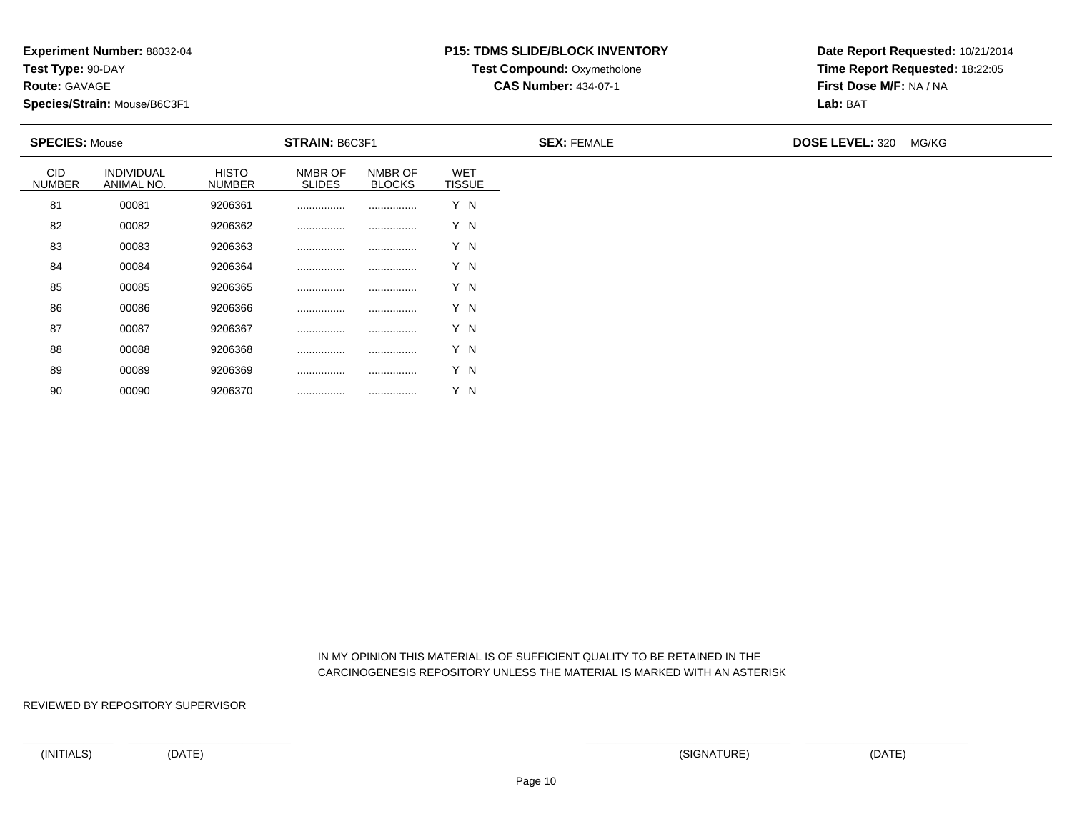**Experiment Number:** 88032-04
**Test Type:** 90-DAY
**Route:** GAVAGE
**Species/Strain:** Mouse/B6C3F1

**P15: TDMS SLIDE/BLOCK INVENTORY**
**Test Compound:** Oxymetholone
**CAS Number:** 434-07-1

**Date Report Requested:** 10/21/2014
**Time Report Requested:** 18:22:05
**First Dose M/F:** NA / NA
**Lab:** BAT

**SPECIES:** Mouse | **STRAIN:** B6C3F1 | **SEX:** FEMALE | **DOSE LEVEL:** 320 MG/KG

| CID NUMBER | INDIVIDUAL ANIMAL NO. | HISTO NUMBER | NMBR OF SLIDES | NMBR OF BLOCKS | WET TISSUE |
|---|---|---|---|---|---|
| 81 | 00081 | 9206361 | ................ | ................ | Y N |
| 82 | 00082 | 9206362 | ................ | ................ | Y N |
| 83 | 00083 | 9206363 | ................ | ................ | Y N |
| 84 | 00084 | 9206364 | ................ | ................ | Y N |
| 85 | 00085 | 9206365 | ................ | ................ | Y N |
| 86 | 00086 | 9206366 | ................ | ................ | Y N |
| 87 | 00087 | 9206367 | ................ | ................ | Y N |
| 88 | 00088 | 9206368 | ................ | ................ | Y N |
| 89 | 00089 | 9206369 | ................ | ................ | Y N |
| 90 | 00090 | 9206370 | ................ | ................ | Y N |

IN MY OPINION THIS MATERIAL IS OF SUFFICIENT QUALITY TO BE RETAINED IN THE CARCINOGENESIS REPOSITORY UNLESS THE MATERIAL IS MARKED WITH AN ASTERISK

REVIEWED BY REPOSITORY SUPERVISOR

(INITIALS) (DATE) (SIGNATURE) (DATE)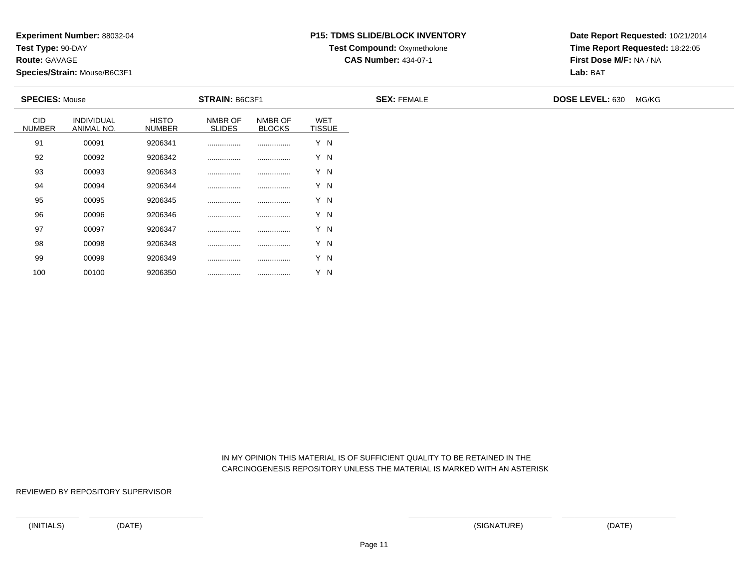**Experiment Number:** 88032-04
**Test Type:** 90-DAY
**Route:** GAVAGE
**Species/Strain:** Mouse/B6C3F1

**P15: TDMS SLIDE/BLOCK INVENTORY**
**Test Compound:** Oxymetholone
**CAS Number:** 434-07-1

**Date Report Requested:** 10/21/2014
**Time Report Requested:** 18:22:05
**First Dose M/F:** NA / NA
**Lab:** BAT

**SPECIES:** Mouse **STRAIN:** B6C3F1 **SEX:** FEMALE **DOSE LEVEL:** 630 MG/KG

| CID NUMBER | INDIVIDUAL ANIMAL NO. | HISTO NUMBER | NMBR OF SLIDES | NMBR OF BLOCKS | WET TISSUE |
|---|---|---|---|---|---|
| 91 | 00091 | 9206341 | ................ | ................ | Y N |
| 92 | 00092 | 9206342 | ................ | ................ | Y N |
| 93 | 00093 | 9206343 | ................ | ................ | Y N |
| 94 | 00094 | 9206344 | ................ | ................ | Y N |
| 95 | 00095 | 9206345 | ................ | ................ | Y N |
| 96 | 00096 | 9206346 | ................ | ................ | Y N |
| 97 | 00097 | 9206347 | ................ | ................ | Y N |
| 98 | 00098 | 9206348 | ................ | ................ | Y N |
| 99 | 00099 | 9206349 | ................ | ................ | Y N |
| 100 | 00100 | 9206350 | ................ | ................ | Y N |

IN MY OPINION THIS MATERIAL IS OF SUFFICIENT QUALITY TO BE RETAINED IN THE CARCINOGENESIS REPOSITORY UNLESS THE MATERIAL IS MARKED WITH AN ASTERISK

REVIEWED BY REPOSITORY SUPERVISOR

(INITIALS) (DATE) (SIGNATURE) (DATE)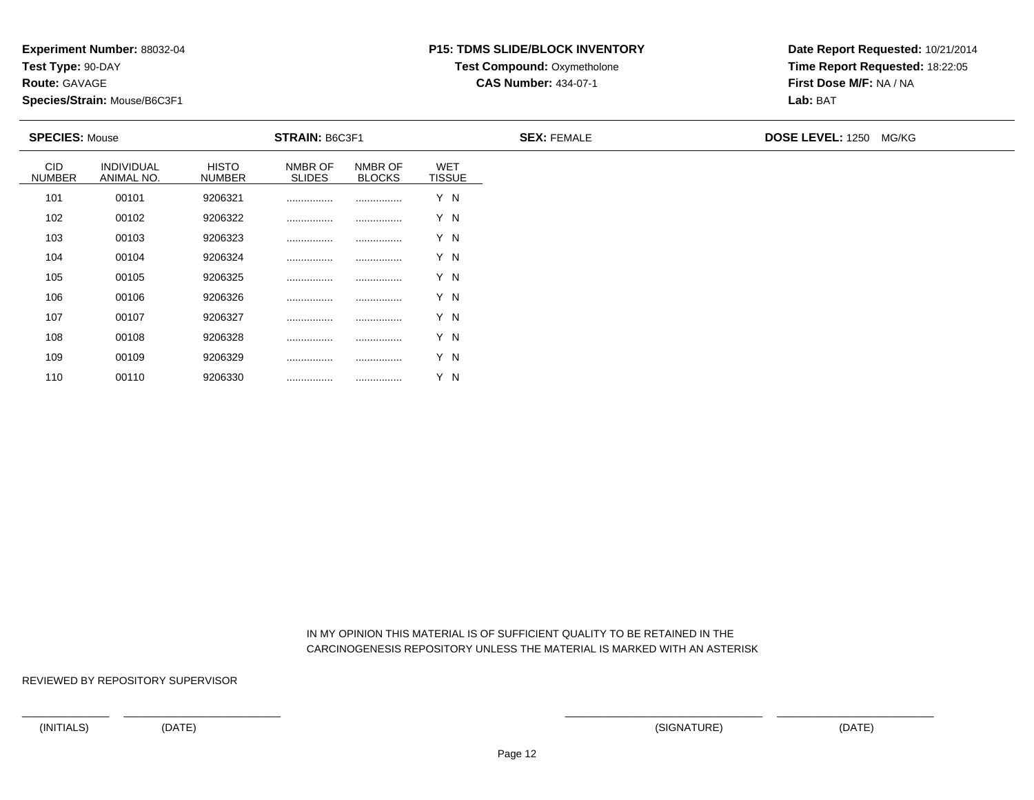**Experiment Number:** 88032-04
**Test Type:** 90-DAY
**Route:** GAVAGE
**Species/Strain:** Mouse/B6C3F1

**P15: TDMS SLIDE/BLOCK INVENTORY**
**Test Compound:** Oxymetholone
**CAS Number:** 434-07-1

**Date Report Requested:** 10/21/2014
**Time Report Requested:** 18:22:05
**First Dose M/F:** NA / NA
**Lab:** BAT

**SPECIES:** Mouse **STRAIN:** B6C3F1 **SEX:** FEMALE **DOSE LEVEL:** 1250 MG/KG

| CID NUMBER | INDIVIDUAL ANIMAL NO. | HISTO NUMBER | NMBR OF SLIDES | NMBR OF BLOCKS | WET TISSUE |
|---|---|---|---|---|---|
| 101 | 00101 | 9206321 | ................ | ................ | Y N |
| 102 | 00102 | 9206322 | ................ | ................ | Y N |
| 103 | 00103 | 9206323 | ................ | ................ | Y N |
| 104 | 00104 | 9206324 | ................ | ................ | Y N |
| 105 | 00105 | 9206325 | ................ | ................ | Y N |
| 106 | 00106 | 9206326 | ................ | ................ | Y N |
| 107 | 00107 | 9206327 | ................ | ................ | Y N |
| 108 | 00108 | 9206328 | ................ | ................ | Y N |
| 109 | 00109 | 9206329 | ................ | ................ | Y N |
| 110 | 00110 | 9206330 | ................ | ................ | Y N |

IN MY OPINION THIS MATERIAL IS OF SUFFICIENT QUALITY TO BE RETAINED IN THE CARCINOGENESIS REPOSITORY UNLESS THE MATERIAL IS MARKED WITH AN ASTERISK

REVIEWED BY REPOSITORY SUPERVISOR

(INITIALS) (DATE) (SIGNATURE) (DATE)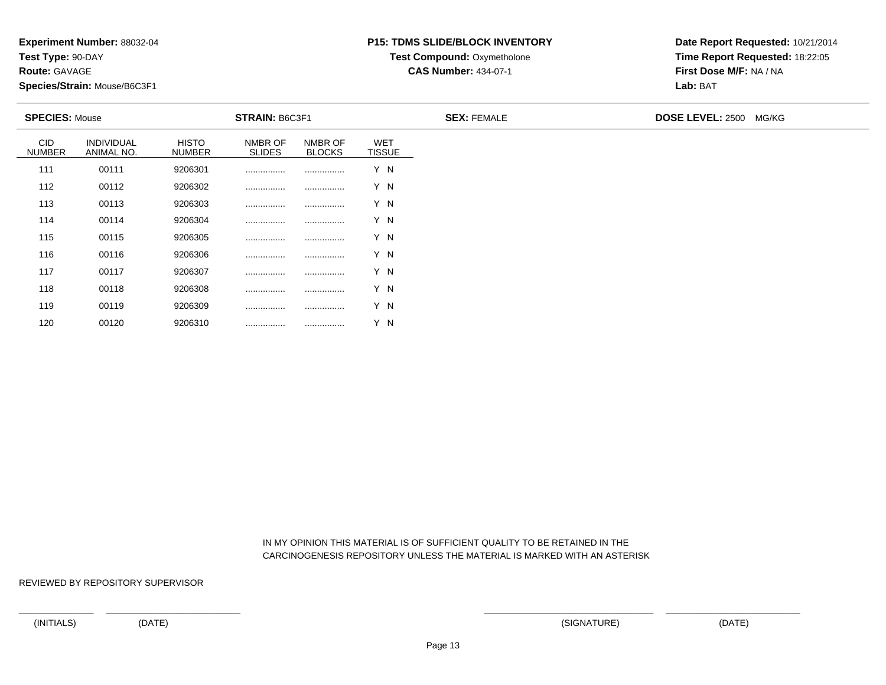**Experiment Number:** 88032-04
**Test Type:** 90-DAY
**Route:** GAVAGE
**Species/Strain:** Mouse/B6C3F1

**P15: TDMS SLIDE/BLOCK INVENTORY**
**Test Compound:** Oxymetholone
**CAS Number:** 434-07-1

**Date Report Requested:** 10/21/2014
**Time Report Requested:** 18:22:05
**First Dose M/F:** NA / NA
**Lab:** BAT

**SPECIES:** Mouse **STRAIN:** B6C3F1 **SEX:** FEMALE **DOSE LEVEL:** 2500 MG/KG

| CID NUMBER | INDIVIDUAL ANIMAL NO. | HISTO NUMBER | NMBR OF SLIDES | NMBR OF BLOCKS | WET TISSUE |
|---|---|---|---|---|---|
| 111 | 00111 | 9206301 | ................ | ................ | Y N |
| 112 | 00112 | 9206302 | ................ | ................ | Y N |
| 113 | 00113 | 9206303 | ................ | ................ | Y N |
| 114 | 00114 | 9206304 | ................ | ................ | Y N |
| 115 | 00115 | 9206305 | ................ | ................ | Y N |
| 116 | 00116 | 9206306 | ................ | ................ | Y N |
| 117 | 00117 | 9206307 | ................ | ................ | Y N |
| 118 | 00118 | 9206308 | ................ | ................ | Y N |
| 119 | 00119 | 9206309 | ................ | ................ | Y N |
| 120 | 00120 | 9206310 | ................ | ................ | Y N |

IN MY OPINION THIS MATERIAL IS OF SUFFICIENT QUALITY TO BE RETAINED IN THE CARCINOGENESIS REPOSITORY UNLESS THE MATERIAL IS MARKED WITH AN ASTERISK

REVIEWED BY REPOSITORY SUPERVISOR

(INITIALS) (DATE) (SIGNATURE) (DATE)